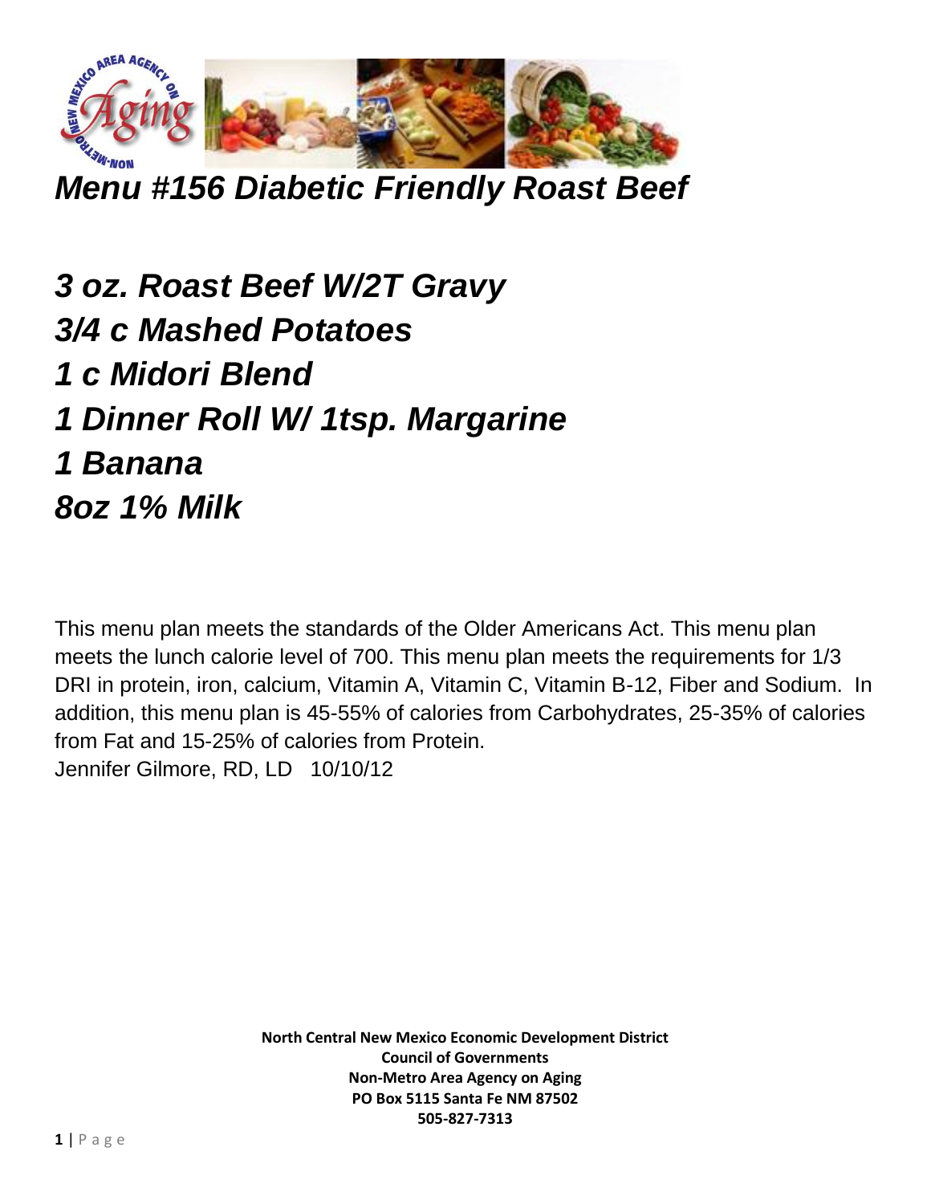# *Menu #156 Diabetic Friendly Roast Beef*

***3 oz. Roast Beef W/2T Gravy***
***3/4 c Mashed Potatoes***
***1 c Midori Blend***
***1 Dinner Roll W/ 1tsp. Margarine***
***1 Banana***
***8oz 1% Milk***

This menu plan meets the standards of the Older Americans Act. This menu plan meets the lunch calorie level of 700. This menu plan meets the requirements for 1/3 DRI in protein, iron, calcium, Vitamin A, Vitamin C, Vitamin B-12, Fiber and Sodium. In addition, this menu plan is 45-55% of calories from Carbohydrates, 25-35% of calories from Fat and 15-25% of calories from Protein.
Jennifer Gilmore, RD, LD 10/10/12

**North Central New Mexico Economic Development District**
**Council of Governments**
**Non-Metro Area Agency on Aging**
**PO Box 5115 Santa Fe NM 87502**
**505-827-7313**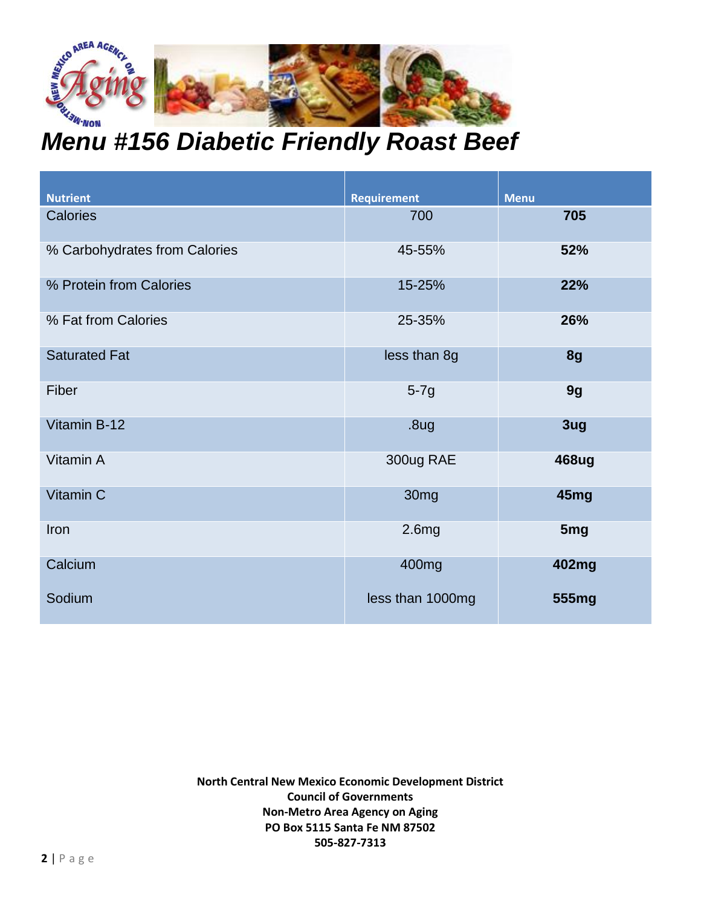# *Menu #156 Diabetic Friendly Roast Beef*

| Nutrient | Requirement | Menu |
|---|---|---|
| Calories | 700 | **705** |
| % Carbohydrates from Calories | 45-55% | **52%** |
| % Protein from Calories | 15-25% | **22%** |
| % Fat from Calories | 25-35% | **26%** |
| Saturated Fat | less than 8g | **8g** |
| Fiber | 5-7g | **9g** |
| Vitamin B-12 | .8ug | **3ug** |
| Vitamin A | 300ug RAE | **468ug** |
| Vitamin C | 30mg | **45mg** |
| Iron | 2.6mg | **5mg** |
| Calcium | 400mg | **402mg** |
| Sodium | less than 1000mg | **555mg** |

**North Central New Mexico Economic Development District**
**Council of Governments**
**Non-Metro Area Agency on Aging**
**PO Box 5115 Santa Fe NM 87502**
**505-827-7313**